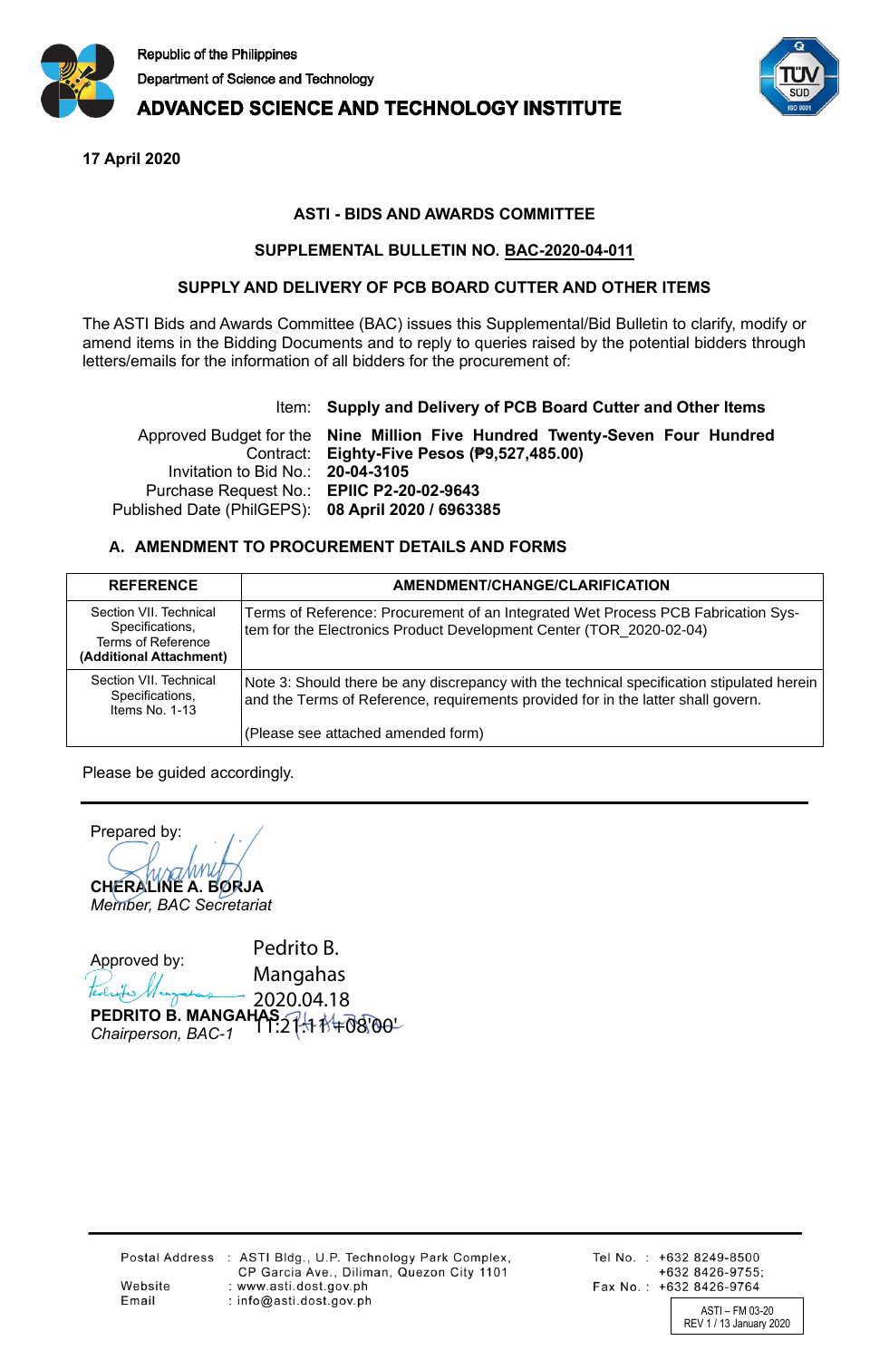Republic of the Philippines
Department of Science and Technology
**ADVANCED SCIENCE AND TECHNOLOGY INSTITUTE**

**17 April 2020**

**ASTI - BIDS AND AWARDS COMMITTEE**

**SUPPLEMENTAL BULLETIN NO. BAC-2020-04-011**

**SUPPLY AND DELIVERY OF PCB BOARD CUTTER AND OTHER ITEMS**

The ASTI Bids and Awards Committee (BAC) issues this Supplemental/Bid Bulletin to clarify, modify or amend items in the Bidding Documents and to reply to queries raised by the potential bidders through letters/emails for the information of all bidders for the procurement of:

| | |
|---|---|
| Item: | **Supply and Delivery of PCB Board Cutter and Other Items** |
| Approved Budget for the Contract: | **Nine Million Five Hundred Twenty-Seven Four Hundred Eighty-Five Pesos (₱9,527,485.00)** |
| Invitation to Bid No.: | **20-04-3105** |
| Purchase Request No.: | **EPIIC P2-20-02-9643** |
| Published Date (PhilGEPS): | **08 April 2020 / 6963385** |

## A. AMENDMENT TO PROCUREMENT DETAILS AND FORMS

| REFERENCE | AMENDMENT/CHANGE/CLARIFICATION |
|---|---|
| Section VII. Technical Specifications, Terms of Reference **(Additional Attachment)** | Terms of Reference: Procurement of an Integrated Wet Process PCB Fabrication System for the Electronics Product Development Center (TOR_2020-02-04) |
| Section VII. Technical Specifications, Items No. 1-13 | Note 3: Should there be any discrepancy with the technical specification stipulated herein and the Terms of Reference, requirements provided for in the latter shall govern.<br><br>(Please see attached amended form) |

Please be guided accordingly.

Prepared by:

**CHERALINE A. BORJA**
*Member, BAC Secretariat*

Approved by:

Pedrito B. Mangahas 2020.04.18 11:21:11 +08'00'

**PEDRITO B. MANGAHAS**
*Chairperson, BAC-1*

Postal Address : ASTI Bldg., U.P. Technology Park Complex, CP Garcia Ave., Diliman, Quezon City 1101
Website : www.asti.dost.gov.ph
Email : info@asti.dost.gov.ph
Tel No. : +632 8249-8500 +632 8426-9755;
Fax No. : +632 8426-9764

ASTI – FM 03-20
REV 1 / 13 January 2020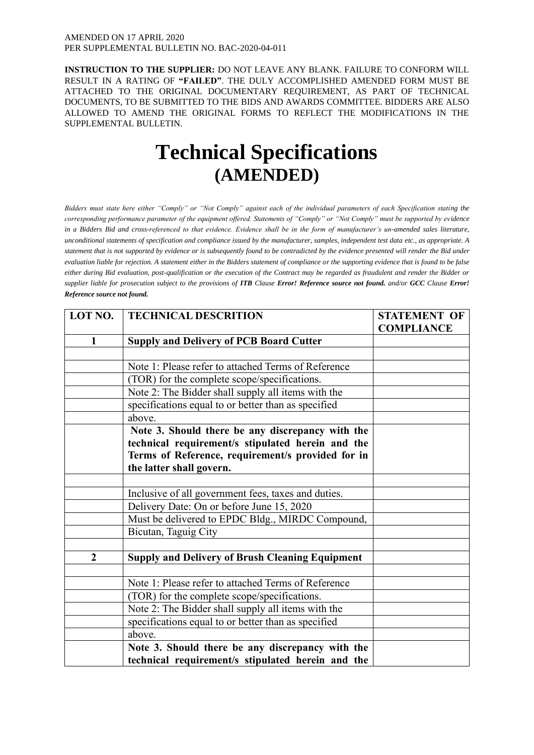AMENDED ON 17 APRIL 2020
PER SUPPLEMENTAL BULLETIN NO. BAC-2020-04-011

**INSTRUCTION TO THE SUPPLIER:** DO NOT LEAVE ANY BLANK. FAILURE TO CONFORM WILL RESULT IN A RATING OF **"FAILED"**. THE DULY ACCOMPLISHED AMENDED FORM MUST BE ATTACHED TO THE ORIGINAL DOCUMENTARY REQUIREMENT, AS PART OF TECHNICAL DOCUMENTS, TO BE SUBMITTED TO THE BIDS AND AWARDS COMMITTEE. BIDDERS ARE ALSO ALLOWED TO AMEND THE ORIGINAL FORMS TO REFLECT THE MODIFICATIONS IN THE SUPPLEMENTAL BULLETIN.

# Technical Specifications
## (AMENDED)

*Bidders must state here either "Comply" or "Not Comply" against each of the individual parameters of each Specification stating the corresponding performance parameter of the equipment offered. Statements of "Comply" or "Not Comply" must be supported by evidence in a Bidders Bid and cross-referenced to that evidence. Evidence shall be in the form of manufacturer's un-amended sales literature, unconditional statements of specification and compliance issued by the manufacturer, samples, independent test data etc., as appropriate. A statement that is not supported by evidence or is subsequently found to be contradicted by the evidence presented will render the Bid under evaluation liable for rejection. A statement either in the Bidders statement of compliance or the supporting evidence that is found to be false either during Bid evaluation, post-qualification or the execution of the Contract may be regarded as fraudulent and render the Bidder or supplier liable for prosecution subject to the provisions of **ITB** Clause **Error! Reference source not found.** and/or **GCC** Clause **Error! Reference source not found.***

| LOT NO. | TECHNICAL DESCRITION | STATEMENT OF COMPLIANCE |
|---|---|---|
| **1** | **Supply and Delivery of PCB Board Cutter** | |
| | | |
| | Note 1: Please refer to attached Terms of Reference | |
| | (TOR) for the complete scope/specifications. | |
| | Note 2: The Bidder shall supply all items with the | |
| | specifications equal to or better than as specified | |
| | above. | |
| | **Note 3. Should there be any discrepancy with the technical requirement/s stipulated herein and the Terms of Reference, requirement/s provided for in the latter shall govern.** | |
| | | |
| | Inclusive of all government fees, taxes and duties. | |
| | Delivery Date: On or before June 15, 2020 | |
| | Must be delivered to EPDC Bldg., MIRDC Compound, | |
| | Bicutan, Taguig City | |
| | | |
| **2** | **Supply and Delivery of Brush Cleaning Equipment** | |
| | | |
| | Note 1: Please refer to attached Terms of Reference | |
| | (TOR) for the complete scope/specifications. | |
| | Note 2: The Bidder shall supply all items with the | |
| | specifications equal to or better than as specified | |
| | above. | |
| | **Note 3. Should there be any discrepancy with the technical requirement/s stipulated herein and the** | |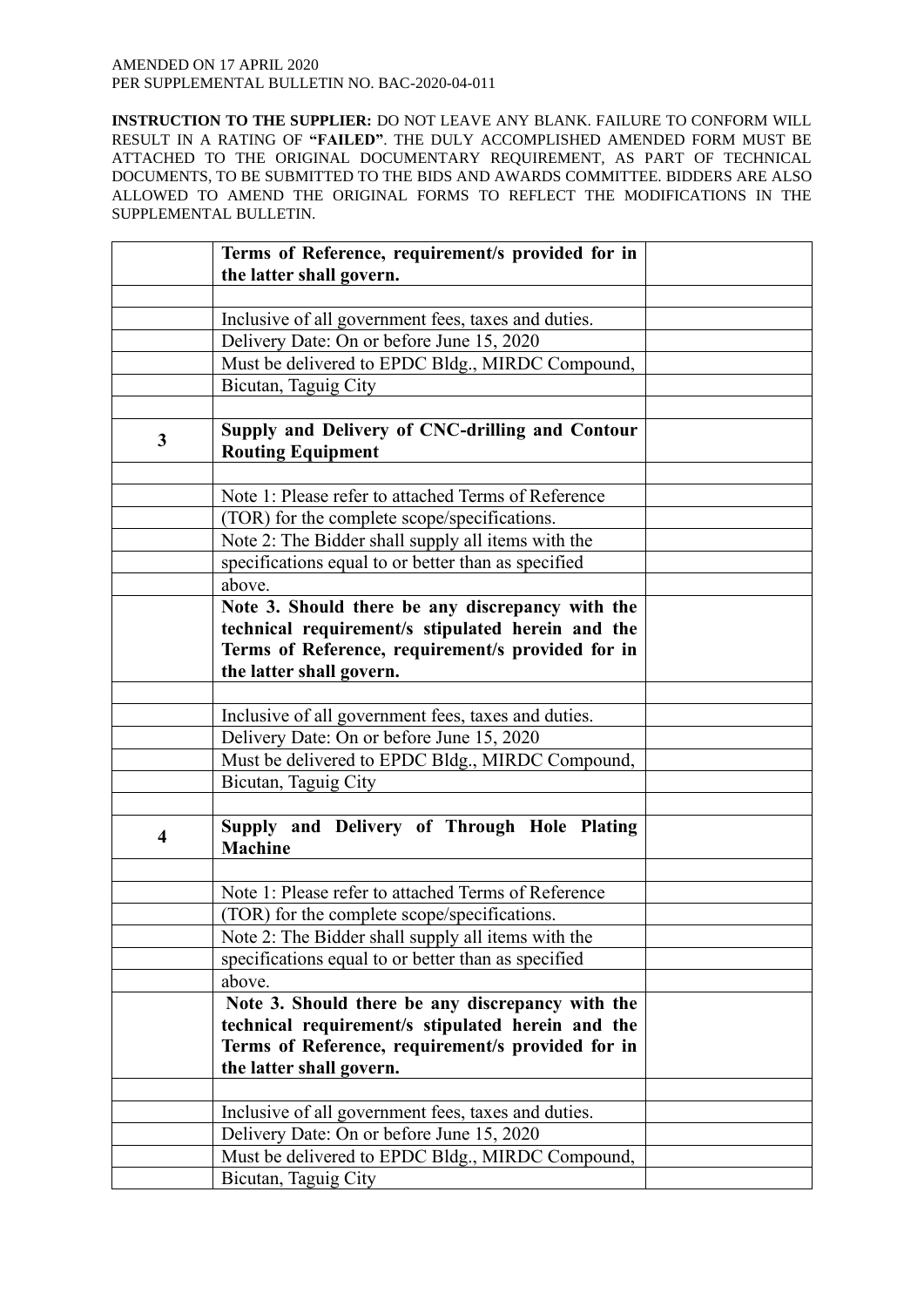AMENDED ON 17 APRIL 2020
PER SUPPLEMENTAL BULLETIN NO. BAC-2020-04-011

**INSTRUCTION TO THE SUPPLIER:** DO NOT LEAVE ANY BLANK. FAILURE TO CONFORM WILL RESULT IN A RATING OF **"FAILED"**. THE DULY ACCOMPLISHED AMENDED FORM MUST BE ATTACHED TO THE ORIGINAL DOCUMENTARY REQUIREMENT, AS PART OF TECHNICAL DOCUMENTS, TO BE SUBMITTED TO THE BIDS AND AWARDS COMMITTEE. BIDDERS ARE ALSO ALLOWED TO AMEND THE ORIGINAL FORMS TO REFLECT THE MODIFICATIONS IN THE SUPPLEMENTAL BULLETIN.

| | | |
|---|---|---|
| | **Terms of Reference, requirement/s provided for in the latter shall govern.** | |
| | | |
| | Inclusive of all government fees, taxes and duties. | |
| | Delivery Date: On or before June 15, 2020 | |
| | Must be delivered to EPDC Bldg., MIRDC Compound, | |
| | Bicutan, Taguig City | |
| | | |
| **3** | **Supply and Delivery of CNC-drilling and Contour Routing Equipment** | |
| | | |
| | Note 1: Please refer to attached Terms of Reference | |
| | (TOR) for the complete scope/specifications. | |
| | Note 2: The Bidder shall supply all items with the | |
| | specifications equal to or better than as specified | |
| | above. | |
| | **Note 3. Should there be any discrepancy with the technical requirement/s stipulated herein and the Terms of Reference, requirement/s provided for in the latter shall govern.** | |
| | | |
| | Inclusive of all government fees, taxes and duties. | |
| | Delivery Date: On or before June 15, 2020 | |
| | Must be delivered to EPDC Bldg., MIRDC Compound, | |
| | Bicutan, Taguig City | |
| | | |
| **4** | **Supply and Delivery of Through Hole Plating Machine** | |
| | | |
| | Note 1: Please refer to attached Terms of Reference | |
| | (TOR) for the complete scope/specifications. | |
| | Note 2: The Bidder shall supply all items with the | |
| | specifications equal to or better than as specified | |
| | above. | |
| | **Note 3. Should there be any discrepancy with the technical requirement/s stipulated herein and the Terms of Reference, requirement/s provided for in the latter shall govern.** | |
| | | |
| | Inclusive of all government fees, taxes and duties. | |
| | Delivery Date: On or before June 15, 2020 | |
| | Must be delivered to EPDC Bldg., MIRDC Compound, | |
| | Bicutan, Taguig City | |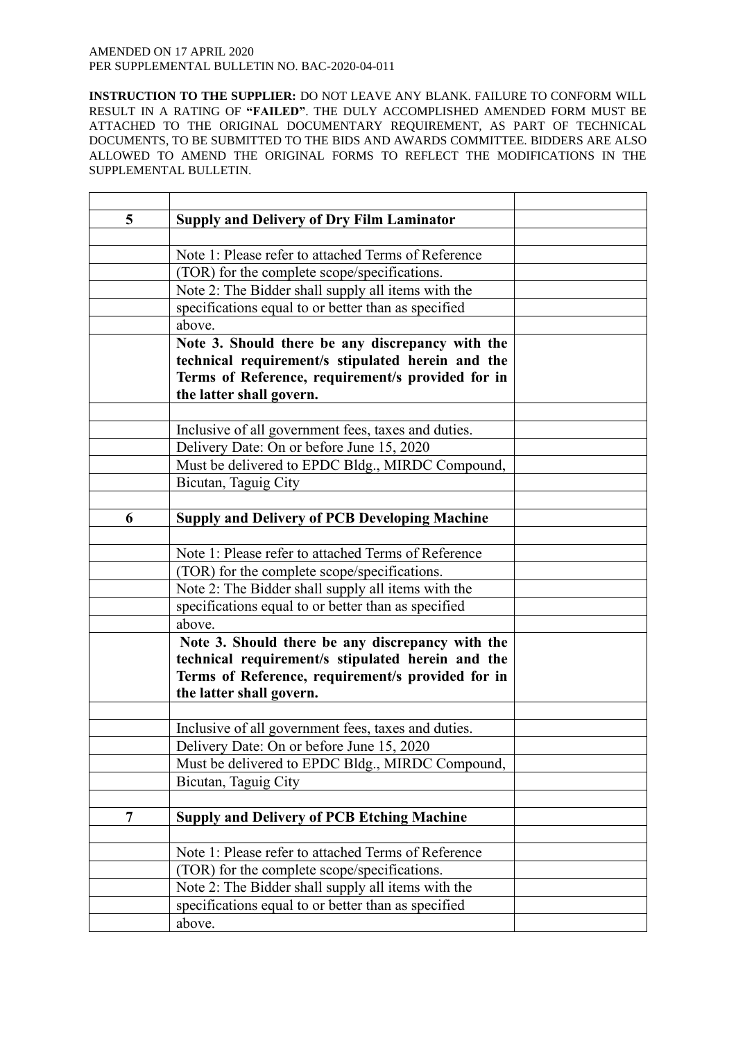AMENDED ON 17 APRIL 2020
PER SUPPLEMENTAL BULLETIN NO. BAC-2020-04-011

**INSTRUCTION TO THE SUPPLIER:** DO NOT LEAVE ANY BLANK. FAILURE TO CONFORM WILL RESULT IN A RATING OF **"FAILED"**. THE DULY ACCOMPLISHED AMENDED FORM MUST BE ATTACHED TO THE ORIGINAL DOCUMENTARY REQUIREMENT, AS PART OF TECHNICAL DOCUMENTS, TO BE SUBMITTED TO THE BIDS AND AWARDS COMMITTEE. BIDDERS ARE ALSO ALLOWED TO AMEND THE ORIGINAL FORMS TO REFLECT THE MODIFICATIONS IN THE SUPPLEMENTAL BULLETIN.

| | | |
|---|---|---|
| **5** | **Supply and Delivery of Dry Film Laminator** | |
| | | |
| | Note 1: Please refer to attached Terms of Reference | |
| | (TOR) for the complete scope/specifications. | |
| | Note 2: The Bidder shall supply all items with the | |
| | specifications equal to or better than as specified | |
| | above. | |
| | **Note 3. Should there be any discrepancy with the technical requirement/s stipulated herein and the Terms of Reference, requirement/s provided for in the latter shall govern.** | |
| | | |
| | Inclusive of all government fees, taxes and duties. | |
| | Delivery Date: On or before June 15, 2020 | |
| | Must be delivered to EPDC Bldg., MIRDC Compound, | |
| | Bicutan, Taguig City | |
| | | |
| **6** | **Supply and Delivery of PCB Developing Machine** | |
| | | |
| | Note 1: Please refer to attached Terms of Reference | |
| | (TOR) for the complete scope/specifications. | |
| | Note 2: The Bidder shall supply all items with the | |
| | specifications equal to or better than as specified | |
| | above. | |
| | **Note 3. Should there be any discrepancy with the technical requirement/s stipulated herein and the Terms of Reference, requirement/s provided for in the latter shall govern.** | |
| | | |
| | Inclusive of all government fees, taxes and duties. | |
| | Delivery Date: On or before June 15, 2020 | |
| | Must be delivered to EPDC Bldg., MIRDC Compound, | |
| | Bicutan, Taguig City | |
| | | |
| **7** | **Supply and Delivery of PCB Etching Machine** | |
| | | |
| | Note 1: Please refer to attached Terms of Reference | |
| | (TOR) for the complete scope/specifications. | |
| | Note 2: The Bidder shall supply all items with the | |
| | specifications equal to or better than as specified | |
| | above. | |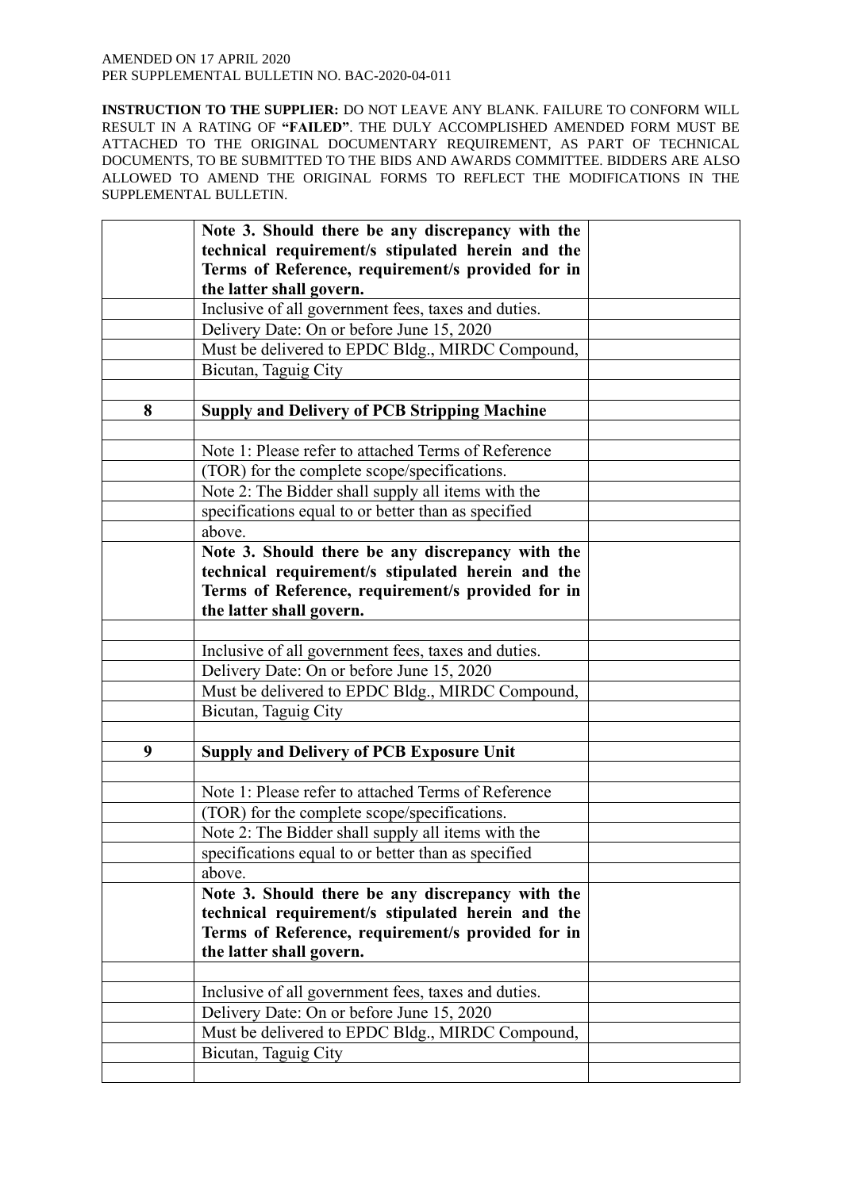AMENDED ON 17 APRIL 2020
PER SUPPLEMENTAL BULLETIN NO. BAC-2020-04-011

**INSTRUCTION TO THE SUPPLIER:** DO NOT LEAVE ANY BLANK. FAILURE TO CONFORM WILL RESULT IN A RATING OF **"FAILED"**. THE DULY ACCOMPLISHED AMENDED FORM MUST BE ATTACHED TO THE ORIGINAL DOCUMENTARY REQUIREMENT, AS PART OF TECHNICAL DOCUMENTS, TO BE SUBMITTED TO THE BIDS AND AWARDS COMMITTEE. BIDDERS ARE ALSO ALLOWED TO AMEND THE ORIGINAL FORMS TO REFLECT THE MODIFICATIONS IN THE SUPPLEMENTAL BULLETIN.

| | | |
|---|---|---|
| | **Note 3. Should there be any discrepancy with the technical requirement/s stipulated herein and the Terms of Reference, requirement/s provided for in the latter shall govern.** | |
| | Inclusive of all government fees, taxes and duties. | |
| | Delivery Date: On or before June 15, 2020 | |
| | Must be delivered to EPDC Bldg., MIRDC Compound, | |
| | Bicutan, Taguig City | |
| | | |
| **8** | **Supply and Delivery of PCB Stripping Machine** | |
| | | |
| | Note 1: Please refer to attached Terms of Reference | |
| | (TOR) for the complete scope/specifications. | |
| | Note 2: The Bidder shall supply all items with the | |
| | specifications equal to or better than as specified | |
| | above. | |
| | **Note 3. Should there be any discrepancy with the technical requirement/s stipulated herein and the Terms of Reference, requirement/s provided for in the latter shall govern.** | |
| | | |
| | Inclusive of all government fees, taxes and duties. | |
| | Delivery Date: On or before June 15, 2020 | |
| | Must be delivered to EPDC Bldg., MIRDC Compound, | |
| | Bicutan, Taguig City | |
| | | |
| **9** | **Supply and Delivery of PCB Exposure Unit** | |
| | | |
| | Note 1: Please refer to attached Terms of Reference | |
| | (TOR) for the complete scope/specifications. | |
| | Note 2: The Bidder shall supply all items with the | |
| | specifications equal to or better than as specified | |
| | above. | |
| | **Note 3. Should there be any discrepancy with the technical requirement/s stipulated herein and the Terms of Reference, requirement/s provided for in the latter shall govern.** | |
| | | |
| | Inclusive of all government fees, taxes and duties. | |
| | Delivery Date: On or before June 15, 2020 | |
| | Must be delivered to EPDC Bldg., MIRDC Compound, | |
| | Bicutan, Taguig City | |
| | | |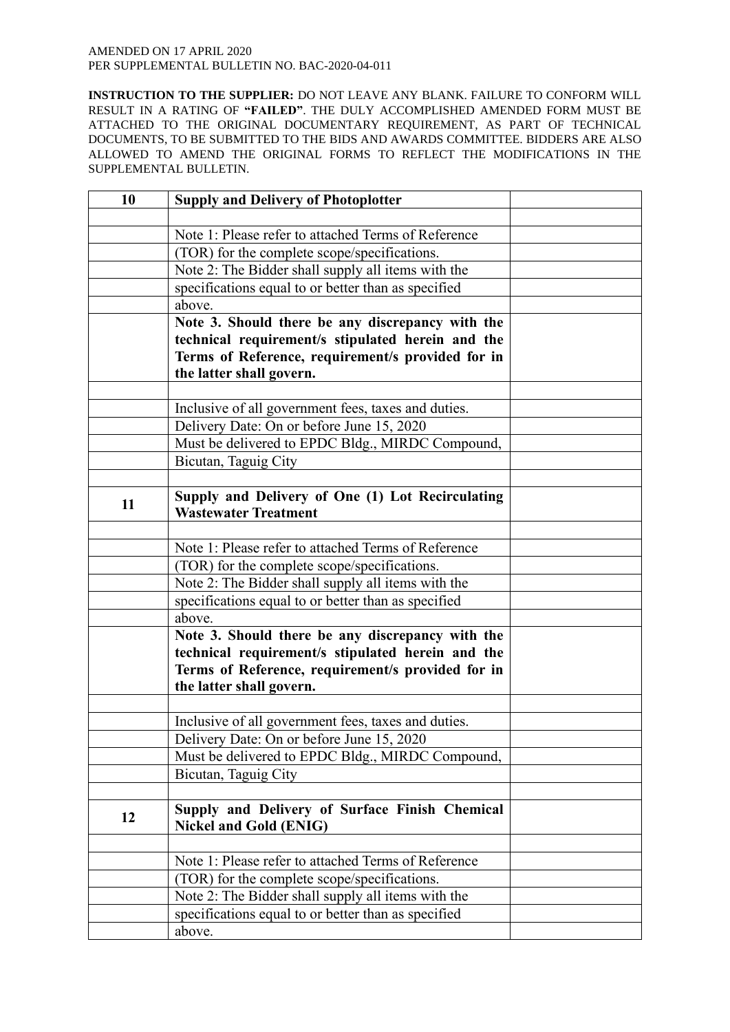AMENDED ON 17 APRIL 2020
PER SUPPLEMENTAL BULLETIN NO. BAC-2020-04-011

**INSTRUCTION TO THE SUPPLIER:** DO NOT LEAVE ANY BLANK. FAILURE TO CONFORM WILL RESULT IN A RATING OF **"FAILED"**. THE DULY ACCOMPLISHED AMENDED FORM MUST BE ATTACHED TO THE ORIGINAL DOCUMENTARY REQUIREMENT, AS PART OF TECHNICAL DOCUMENTS, TO BE SUBMITTED TO THE BIDS AND AWARDS COMMITTEE. BIDDERS ARE ALSO ALLOWED TO AMEND THE ORIGINAL FORMS TO REFLECT THE MODIFICATIONS IN THE SUPPLEMENTAL BULLETIN.

| **10** | **Supply and Delivery of Photoplotter** | |
|---|---|---|
| | | |
| | Note 1: Please refer to attached Terms of Reference | |
| | (TOR) for the complete scope/specifications. | |
| | Note 2: The Bidder shall supply all items with the | |
| | specifications equal to or better than as specified | |
| | above. | |
| | **Note 3. Should there be any discrepancy with the technical requirement/s stipulated herein and the Terms of Reference, requirement/s provided for in the latter shall govern.** | |
| | | |
| | Inclusive of all government fees, taxes and duties. | |
| | Delivery Date: On or before June 15, 2020 | |
| | Must be delivered to EPDC Bldg., MIRDC Compound, | |
| | Bicutan, Taguig City | |
| | | |
| **11** | **Supply and Delivery of One (1) Lot Recirculating Wastewater Treatment** | |
| | | |
| | Note 1: Please refer to attached Terms of Reference | |
| | (TOR) for the complete scope/specifications. | |
| | Note 2: The Bidder shall supply all items with the | |
| | specifications equal to or better than as specified | |
| | above. | |
| | **Note 3. Should there be any discrepancy with the technical requirement/s stipulated herein and the Terms of Reference, requirement/s provided for in the latter shall govern.** | |
| | | |
| | Inclusive of all government fees, taxes and duties. | |
| | Delivery Date: On or before June 15, 2020 | |
| | Must be delivered to EPDC Bldg., MIRDC Compound, | |
| | Bicutan, Taguig City | |
| | | |
| **12** | **Supply and Delivery of Surface Finish Chemical Nickel and Gold (ENIG)** | |
| | | |
| | Note 1: Please refer to attached Terms of Reference | |
| | (TOR) for the complete scope/specifications. | |
| | Note 2: The Bidder shall supply all items with the | |
| | specifications equal to or better than as specified | |
| | above. | |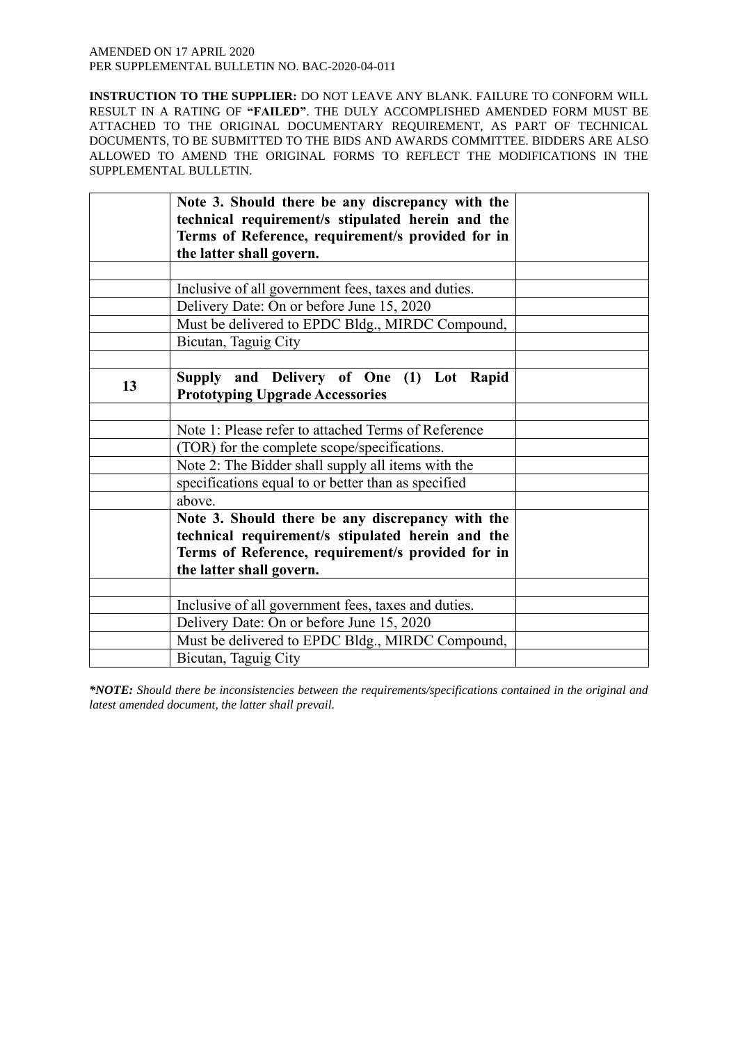AMENDED ON 17 APRIL 2020
PER SUPPLEMENTAL BULLETIN NO. BAC-2020-04-011

**INSTRUCTION TO THE SUPPLIER:** DO NOT LEAVE ANY BLANK. FAILURE TO CONFORM WILL RESULT IN A RATING OF **"FAILED"**. THE DULY ACCOMPLISHED AMENDED FORM MUST BE ATTACHED TO THE ORIGINAL DOCUMENTARY REQUIREMENT, AS PART OF TECHNICAL DOCUMENTS, TO BE SUBMITTED TO THE BIDS AND AWARDS COMMITTEE. BIDDERS ARE ALSO ALLOWED TO AMEND THE ORIGINAL FORMS TO REFLECT THE MODIFICATIONS IN THE SUPPLEMENTAL BULLETIN.

| | | |
|---|---|---|
| | **Note 3. Should there be any discrepancy with the technical requirement/s stipulated herein and the Terms of Reference, requirement/s provided for in the latter shall govern.** | |
| | | |
| | Inclusive of all government fees, taxes and duties. | |
| | Delivery Date: On or before June 15, 2020 | |
| | Must be delivered to EPDC Bldg., MIRDC Compound, | |
| | Bicutan, Taguig City | |
| | | |
| **13** | **Supply and Delivery of One (1) Lot Rapid Prototyping Upgrade Accessories** | |
| | | |
| | Note 1: Please refer to attached Terms of Reference | |
| | (TOR) for the complete scope/specifications. | |
| | Note 2: The Bidder shall supply all items with the | |
| | specifications equal to or better than as specified | |
| | above. | |
| | **Note 3. Should there be any discrepancy with the technical requirement/s stipulated herein and the Terms of Reference, requirement/s provided for in the latter shall govern.** | |
| | | |
| | Inclusive of all government fees, taxes and duties. | |
| | Delivery Date: On or before June 15, 2020 | |
| | Must be delivered to EPDC Bldg., MIRDC Compound, | |
| | Bicutan, Taguig City | |

***\*NOTE:** Should there be inconsistencies between the requirements/specifications contained in the original and latest amended document, the latter shall prevail.*